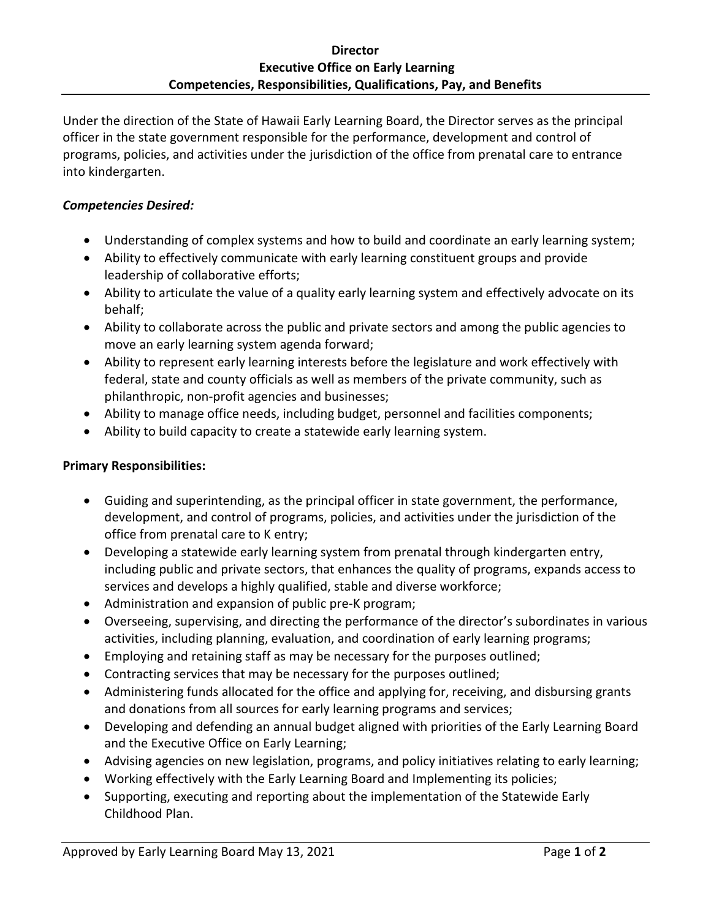# Director
# Executive Office on Early Learning
# Competencies, Responsibilities, Qualifications, Pay, and Benefits

Under the direction of the State of Hawaii Early Learning Board, the Director serves as the principal officer in the state government responsible for the performance, development and control of programs, policies, and activities under the jurisdiction of the office from prenatal care to entrance into kindergarten.

## *Competencies Desired:*

- Understanding of complex systems and how to build and coordinate an early learning system;
- Ability to effectively communicate with early learning constituent groups and provide leadership of collaborative efforts;
- Ability to articulate the value of a quality early learning system and effectively advocate on its behalf;
- Ability to collaborate across the public and private sectors and among the public agencies to move an early learning system agenda forward;
- Ability to represent early learning interests before the legislature and work effectively with federal, state and county officials as well as members of the private community, such as philanthropic, non-profit agencies and businesses;
- Ability to manage office needs, including budget, personnel and facilities components;
- Ability to build capacity to create a statewide early learning system.

## Primary Responsibilities:

- Guiding and superintending, as the principal officer in state government, the performance, development, and control of programs, policies, and activities under the jurisdiction of the office from prenatal care to K entry;
- Developing a statewide early learning system from prenatal through kindergarten entry, including public and private sectors, that enhances the quality of programs, expands access to services and develops a highly qualified, stable and diverse workforce;
- Administration and expansion of public pre-K program;
- Overseeing, supervising, and directing the performance of the director's subordinates in various activities, including planning, evaluation, and coordination of early learning programs;
- Employing and retaining staff as may be necessary for the purposes outlined;
- Contracting services that may be necessary for the purposes outlined;
- Administering funds allocated for the office and applying for, receiving, and disbursing grants and donations from all sources for early learning programs and services;
- Developing and defending an annual budget aligned with priorities of the Early Learning Board and the Executive Office on Early Learning;
- Advising agencies on new legislation, programs, and policy initiatives relating to early learning;
- Working effectively with the Early Learning Board and Implementing its policies;
- Supporting, executing and reporting about the implementation of the Statewide Early Childhood Plan.

Approved by Early Learning Board May 13, 2021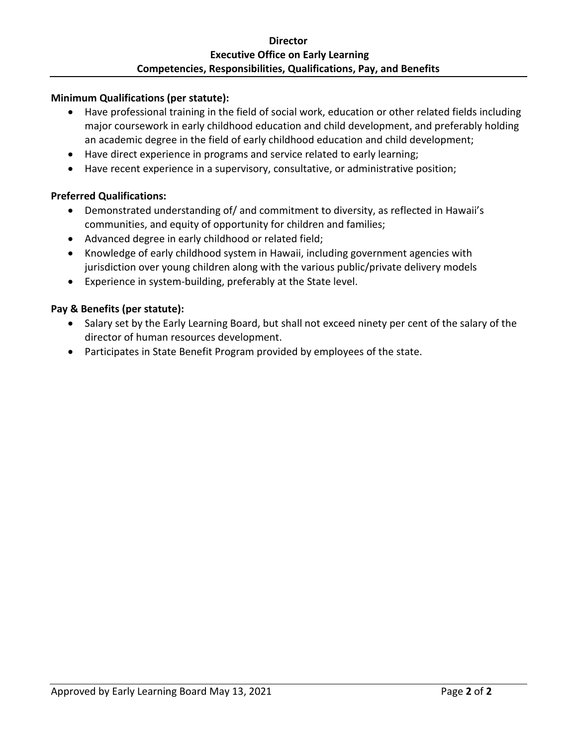**Minimum Qualifications (per statute):**

- Have professional training in the field of social work, education or other related fields including major coursework in early childhood education and child development, and preferably holding an academic degree in the field of early childhood education and child development;
- Have direct experience in programs and service related to early learning;
- Have recent experience in a supervisory, consultative, or administrative position;

**Preferred Qualifications:**

- Demonstrated understanding of/ and commitment to diversity, as reflected in Hawaii's communities, and equity of opportunity for children and families;
- Advanced degree in early childhood or related field;
- Knowledge of early childhood system in Hawaii, including government agencies with jurisdiction over young children along with the various public/private delivery models
- Experience in system-building, preferably at the State level.

**Pay & Benefits (per statute):**

- Salary set by the Early Learning Board, but shall not exceed ninety per cent of the salary of the director of human resources development.
- Participates in State Benefit Program provided by employees of the state.